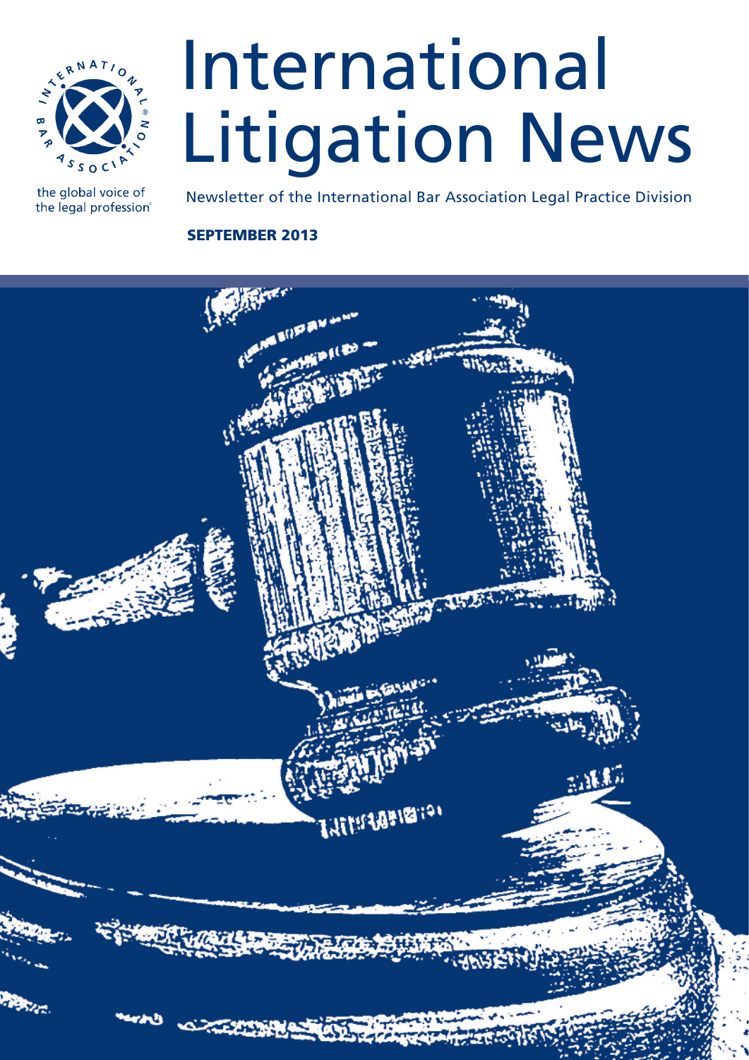# International Litigation News

Newsletter of the International Bar Association Legal Practice Division

the global voice of the legal profession

**SEPTEMBER 2013**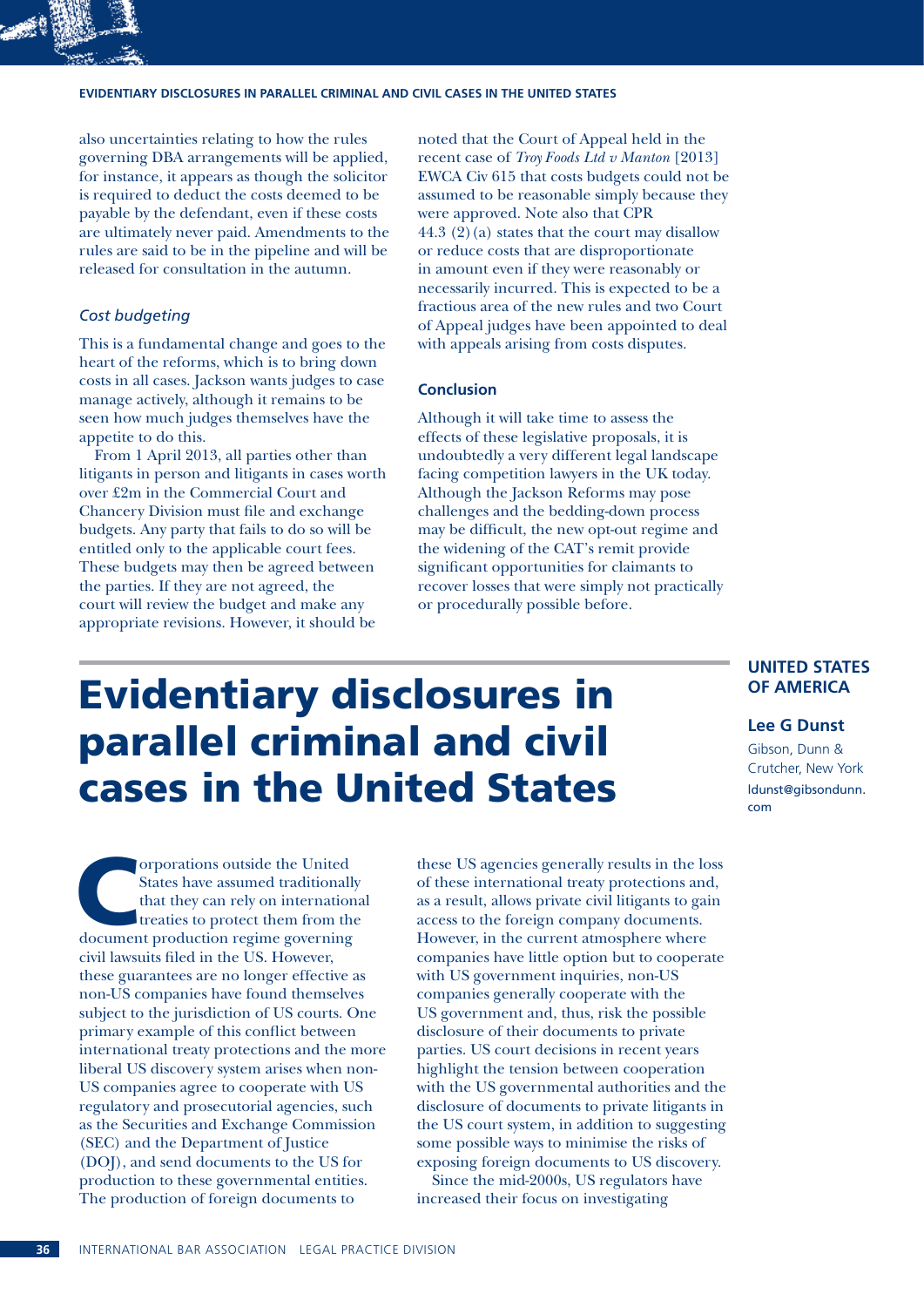also uncertainties relating to how the rules governing DBA arrangements will be applied, for instance, it appears as though the solicitor is required to deduct the costs deemed to be payable by the defendant, even if these costs are ultimately never paid. Amendments to the rules are said to be in the pipeline and will be released for consultation in the autumn.

### *Cost budgeting*

This is a fundamental change and goes to the heart of the reforms, which is to bring down costs in all cases. Jackson wants judges to case manage actively, although it remains to be seen how much judges themselves have the appetite to do this.

From 1 April 2013, all parties other than litigants in person and litigants in cases worth over £2m in the Commercial Court and Chancery Division must file and exchange budgets. Any party that fails to do so will be entitled only to the applicable court fees. These budgets may then be agreed between the parties. If they are not agreed, the court will review the budget and make any appropriate revisions. However, it should be noted that the Court of Appeal held in the recent case of *Troy Foods Ltd v Manton* [2013] EWCA Civ 615 that costs budgets could not be assumed to be reasonable simply because they were approved. Note also that CPR 44.3 (2)(a) states that the court may disallow or reduce costs that are disproportionate in amount even if they were reasonably or necessarily incurred. This is expected to be a fractious area of the new rules and two Court of Appeal judges have been appointed to deal with appeals arising from costs disputes.

### Conclusion

Although it will take time to assess the effects of these legislative proposals, it is undoubtedly a very different legal landscape facing competition lawyers in the UK today. Although the Jackson Reforms may pose challenges and the bedding-down process may be difficult, the new opt-out regime and the widening of the CAT's remit provide significant opportunities for claimants to recover losses that were simply not practically or procedurally possible before.

# Evidentiary disclosures in parallel criminal and civil cases in the United States

**UNITED STATES OF AMERICA**

**Lee G Dunst**
Gibson, Dunn & Crutcher, New York
ldunst@gibsondunn.com

Corporations outside the United States have assumed traditionally that they can rely on international treaties to protect them from the document production regime governing civil lawsuits filed in the US. However, these guarantees are no longer effective as non-US companies have found themselves subject to the jurisdiction of US courts. One primary example of this conflict between international treaty protections and the more liberal US discovery system arises when non-US companies agree to cooperate with US regulatory and prosecutorial agencies, such as the Securities and Exchange Commission (SEC) and the Department of Justice (DOJ), and send documents to the US for production to these governmental entities. The production of foreign documents to these US agencies generally results in the loss of these international treaty protections and, as a result, allows private civil litigants to gain access to the foreign company documents. However, in the current atmosphere where companies have little option but to cooperate with US government inquiries, non-US companies generally cooperate with the US government and, thus, risk the possible disclosure of their documents to private parties. US court decisions in recent years highlight the tension between cooperation with the US governmental authorities and the disclosure of documents to private litigants in the US court system, in addition to suggesting some possible ways to minimise the risks of exposing foreign documents to US discovery.

Since the mid-2000s, US regulators have increased their focus on investigating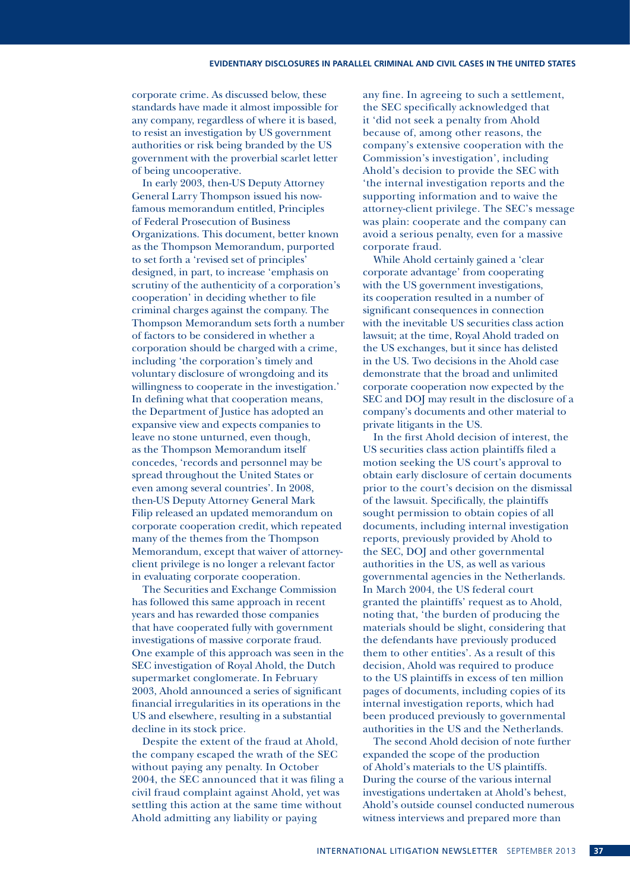corporate crime. As discussed below, these standards have made it almost impossible for any company, regardless of where it is based, to resist an investigation by US government authorities or risk being branded by the US government with the proverbial scarlet letter of being uncooperative.

In early 2003, then-US Deputy Attorney General Larry Thompson issued his now-famous memorandum entitled, Principles of Federal Prosecution of Business Organizations. This document, better known as the Thompson Memorandum, purported to set forth a 'revised set of principles' designed, in part, to increase 'emphasis on scrutiny of the authenticity of a corporation's cooperation' in deciding whether to file criminal charges against the company. The Thompson Memorandum sets forth a number of factors to be considered in whether a corporation should be charged with a crime, including 'the corporation's timely and voluntary disclosure of wrongdoing and its willingness to cooperate in the investigation.' In defining what that cooperation means, the Department of Justice has adopted an expansive view and expects companies to leave no stone unturned, even though, as the Thompson Memorandum itself concedes, 'records and personnel may be spread throughout the United States or even among several countries'. In 2008, then-US Deputy Attorney General Mark Filip released an updated memorandum on corporate cooperation credit, which repeated many of the themes from the Thompson Memorandum, except that waiver of attorney-client privilege is no longer a relevant factor in evaluating corporate cooperation.

The Securities and Exchange Commission has followed this same approach in recent years and has rewarded those companies that have cooperated fully with government investigations of massive corporate fraud. One example of this approach was seen in the SEC investigation of Royal Ahold, the Dutch supermarket conglomerate. In February 2003, Ahold announced a series of significant financial irregularities in its operations in the US and elsewhere, resulting in a substantial decline in its stock price.

Despite the extent of the fraud at Ahold, the company escaped the wrath of the SEC without paying any penalty. In October 2004, the SEC announced that it was filing a civil fraud complaint against Ahold, yet was settling this action at the same time without Ahold admitting any liability or paying any fine. In agreeing to such a settlement, the SEC specifically acknowledged that it 'did not seek a penalty from Ahold because of, among other reasons, the company's extensive cooperation with the Commission's investigation', including Ahold's decision to provide the SEC with 'the internal investigation reports and the supporting information and to waive the attorney-client privilege. The SEC's message was plain: cooperate and the company can avoid a serious penalty, even for a massive corporate fraud.

While Ahold certainly gained a 'clear corporate advantage' from cooperating with the US government investigations, its cooperation resulted in a number of significant consequences in connection with the inevitable US securities class action lawsuit; at the time, Royal Ahold traded on the US exchanges, but it since has delisted in the US. Two decisions in the Ahold case demonstrate that the broad and unlimited corporate cooperation now expected by the SEC and DOJ may result in the disclosure of a company's documents and other material to private litigants in the US.

In the first Ahold decision of interest, the US securities class action plaintiffs filed a motion seeking the US court's approval to obtain early disclosure of certain documents prior to the court's decision on the dismissal of the lawsuit. Specifically, the plaintiffs sought permission to obtain copies of all documents, including internal investigation reports, previously provided by Ahold to the SEC, DOJ and other governmental authorities in the US, as well as various governmental agencies in the Netherlands. In March 2004, the US federal court granted the plaintiffs' request as to Ahold, noting that, 'the burden of producing the materials should be slight, considering that the defendants have previously produced them to other entities'. As a result of this decision, Ahold was required to produce to the US plaintiffs in excess of ten million pages of documents, including copies of its internal investigation reports, which had been produced previously to governmental authorities in the US and the Netherlands.

The second Ahold decision of note further expanded the scope of the production of Ahold's materials to the US plaintiffs. During the course of the various internal investigations undertaken at Ahold's behest, Ahold's outside counsel conducted numerous witness interviews and prepared more than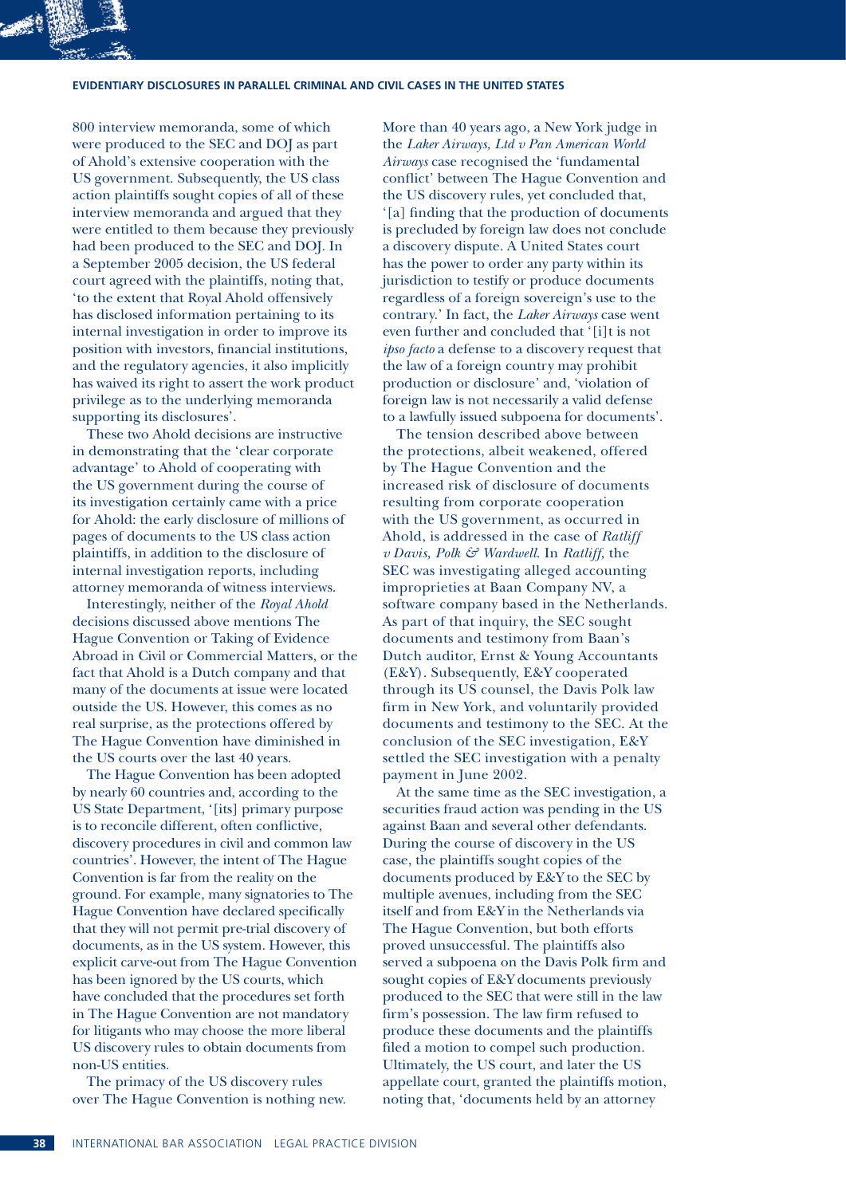800 interview memoranda, some of which were produced to the SEC and DOJ as part of Ahold's extensive cooperation with the US government. Subsequently, the US class action plaintiffs sought copies of all of these interview memoranda and argued that they were entitled to them because they previously had been produced to the SEC and DOJ. In a September 2005 decision, the US federal court agreed with the plaintiffs, noting that, 'to the extent that Royal Ahold offensively has disclosed information pertaining to its internal investigation in order to improve its position with investors, financial institutions, and the regulatory agencies, it also implicitly has waived its right to assert the work product privilege as to the underlying memoranda supporting its disclosures'.

These two Ahold decisions are instructive in demonstrating that the 'clear corporate advantage' to Ahold of cooperating with the US government during the course of its investigation certainly came with a price for Ahold: the early disclosure of millions of pages of documents to the US class action plaintiffs, in addition to the disclosure of internal investigation reports, including attorney memoranda of witness interviews.

Interestingly, neither of the *Royal Ahold* decisions discussed above mentions The Hague Convention or Taking of Evidence Abroad in Civil or Commercial Matters, or the fact that Ahold is a Dutch company and that many of the documents at issue were located outside the US. However, this comes as no real surprise, as the protections offered by The Hague Convention have diminished in the US courts over the last 40 years.

The Hague Convention has been adopted by nearly 60 countries and, according to the US State Department, '[its] primary purpose is to reconcile different, often conflictive, discovery procedures in civil and common law countries'. However, the intent of The Hague Convention is far from the reality on the ground. For example, many signatories to The Hague Convention have declared specifically that they will not permit pre-trial discovery of documents, as in the US system. However, this explicit carve-out from The Hague Convention has been ignored by the US courts, which have concluded that the procedures set forth in The Hague Convention are not mandatory for litigants who may choose the more liberal US discovery rules to obtain documents from non-US entities.

The primacy of the US discovery rules over The Hague Convention is nothing new. More than 40 years ago, a New York judge in the *Laker Airways, Ltd v Pan American World Airways* case recognised the 'fundamental conflict' between The Hague Convention and the US discovery rules, yet concluded that, '[a] finding that the production of documents is precluded by foreign law does not conclude a discovery dispute. A United States court has the power to order any party within its jurisdiction to testify or produce documents regardless of a foreign sovereign's use to the contrary.' In fact, the *Laker Airways* case went even further and concluded that '[i]t is not *ipso facto* a defense to a discovery request that the law of a foreign country may prohibit production or disclosure' and, 'violation of foreign law is not necessarily a valid defense to a lawfully issued subpoena for documents'.

The tension described above between the protections, albeit weakened, offered by The Hague Convention and the increased risk of disclosure of documents resulting from corporate cooperation with the US government, as occurred in Ahold, is addressed in the case of *Ratliff v Davis, Polk & Wardwell*. In *Ratliff*, the SEC was investigating alleged accounting improprieties at Baan Company NV, a software company based in the Netherlands. As part of that inquiry, the SEC sought documents and testimony from Baan's Dutch auditor, Ernst & Young Accountants (E&Y). Subsequently, E&Y cooperated through its US counsel, the Davis Polk law firm in New York, and voluntarily provided documents and testimony to the SEC. At the conclusion of the SEC investigation, E&Y settled the SEC investigation with a penalty payment in June 2002.

At the same time as the SEC investigation, a securities fraud action was pending in the US against Baan and several other defendants. During the course of discovery in the US case, the plaintiffs sought copies of the documents produced by E&Y to the SEC by multiple avenues, including from the SEC itself and from E&Y in the Netherlands via The Hague Convention, but both efforts proved unsuccessful. The plaintiffs also served a subpoena on the Davis Polk firm and sought copies of E&Y documents previously produced to the SEC that were still in the law firm's possession. The law firm refused to produce these documents and the plaintiffs filed a motion to compel such production. Ultimately, the US court, and later the US appellate court, granted the plaintiffs motion, noting that, 'documents held by an attorney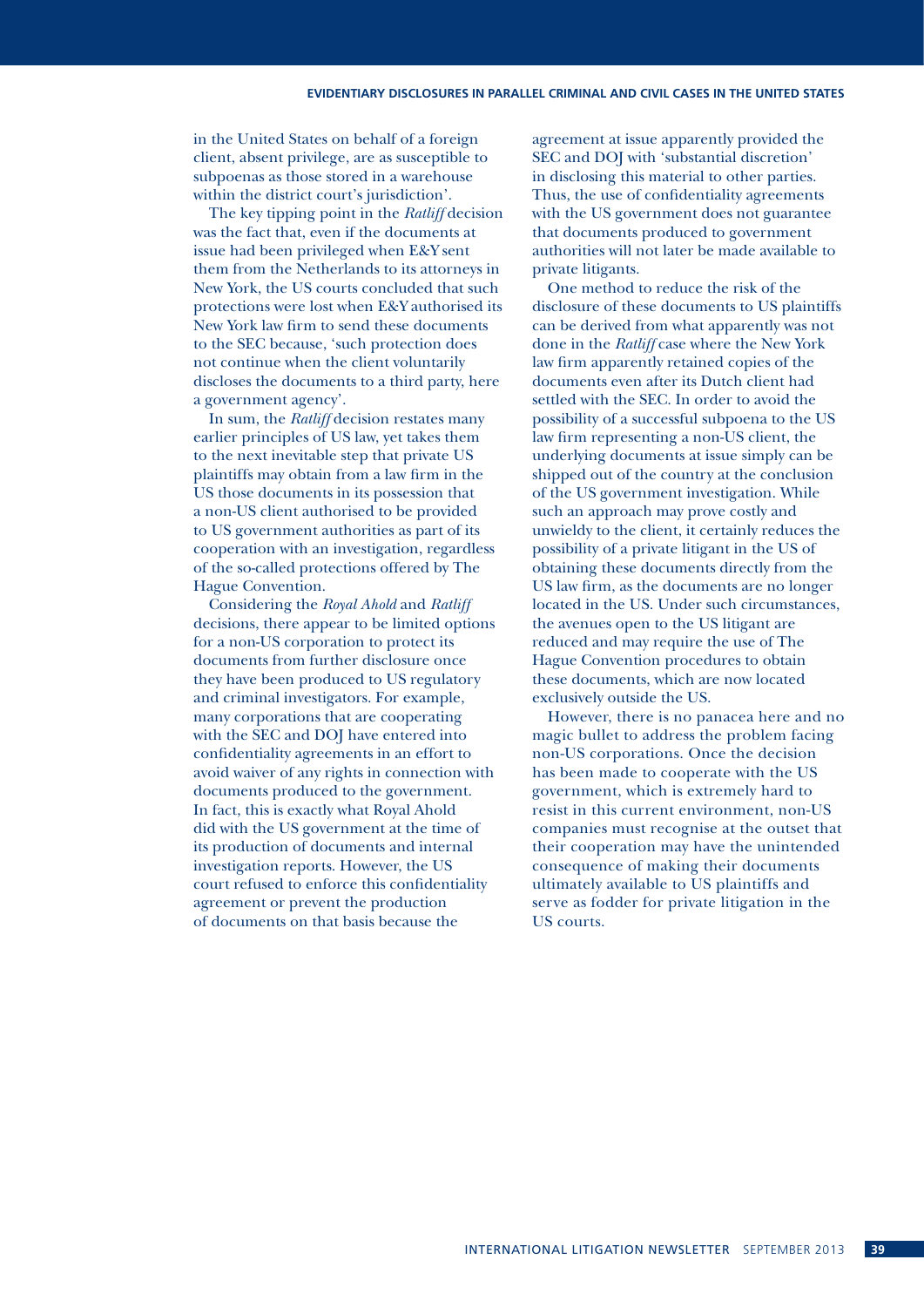in the United States on behalf of a foreign client, absent privilege, are as susceptible to subpoenas as those stored in a warehouse within the district court's jurisdiction'.

The key tipping point in the *Ratliff* decision was the fact that, even if the documents at issue had been privileged when E&Y sent them from the Netherlands to its attorneys in New York, the US courts concluded that such protections were lost when E&Y authorised its New York law firm to send these documents to the SEC because, 'such protection does not continue when the client voluntarily discloses the documents to a third party, here a government agency'.

In sum, the *Ratliff* decision restates many earlier principles of US law, yet takes them to the next inevitable step that private US plaintiffs may obtain from a law firm in the US those documents in its possession that a non-US client authorised to be provided to US government authorities as part of its cooperation with an investigation, regardless of the so-called protections offered by The Hague Convention.

Considering the *Royal Ahold* and *Ratliff* decisions, there appear to be limited options for a non-US corporation to protect its documents from further disclosure once they have been produced to US regulatory and criminal investigators. For example, many corporations that are cooperating with the SEC and DOJ have entered into confidentiality agreements in an effort to avoid waiver of any rights in connection with documents produced to the government. In fact, this is exactly what Royal Ahold did with the US government at the time of its production of documents and internal investigation reports. However, the US court refused to enforce this confidentiality agreement or prevent the production of documents on that basis because the agreement at issue apparently provided the SEC and DOJ with 'substantial discretion' in disclosing this material to other parties. Thus, the use of confidentiality agreements with the US government does not guarantee that documents produced to government authorities will not later be made available to private litigants.

One method to reduce the risk of the disclosure of these documents to US plaintiffs can be derived from what apparently was not done in the *Ratliff* case where the New York law firm apparently retained copies of the documents even after its Dutch client had settled with the SEC. In order to avoid the possibility of a successful subpoena to the US law firm representing a non-US client, the underlying documents at issue simply can be shipped out of the country at the conclusion of the US government investigation. While such an approach may prove costly and unwieldy to the client, it certainly reduces the possibility of a private litigant in the US of obtaining these documents directly from the US law firm, as the documents are no longer located in the US. Under such circumstances, the avenues open to the US litigant are reduced and may require the use of The Hague Convention procedures to obtain these documents, which are now located exclusively outside the US.

However, there is no panacea here and no magic bullet to address the problem facing non-US corporations. Once the decision has been made to cooperate with the US government, which is extremely hard to resist in this current environment, non-US companies must recognise at the outset that their cooperation may have the unintended consequence of making their documents ultimately available to US plaintiffs and serve as fodder for private litigation in the US courts.